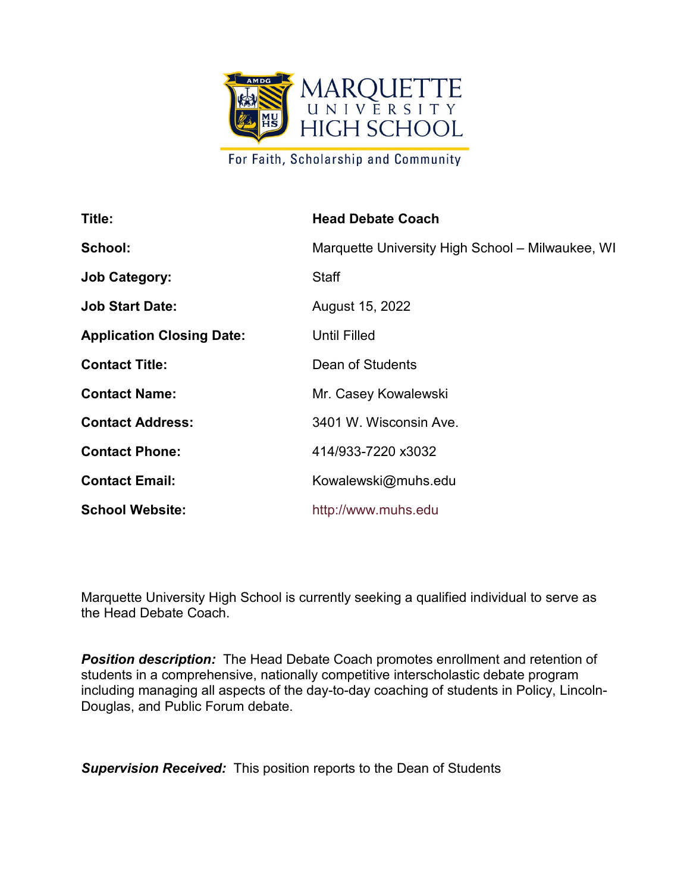MARQUETTE UNIVERSITY HIGH SCHOOL

For Faith, Scholarship and Community

| | |
|---|---|
| **Title:** | **Head Debate Coach** |
| **School:** | Marquette University High School – Milwaukee, WI |
| **Job Category:** | Staff |
| **Job Start Date:** | August 15, 2022 |
| **Application Closing Date:** | Until Filled |
| **Contact Title:** | Dean of Students |
| **Contact Name:** | Mr. Casey Kowalewski |
| **Contact Address:** | 3401 W. Wisconsin Ave. |
| **Contact Phone:** | 414/933-7220 x3032 |
| **Contact Email:** | Kowalewski@muhs.edu |
| **School Website:** | http://www.muhs.edu |

Marquette University High School is currently seeking a qualified individual to serve as the Head Debate Coach.

***Position description:*** The Head Debate Coach promotes enrollment and retention of students in a comprehensive, nationally competitive interscholastic debate program including managing all aspects of the day-to-day coaching of students in Policy, Lincoln-Douglas, and Public Forum debate.

***Supervision Received:*** This position reports to the Dean of Students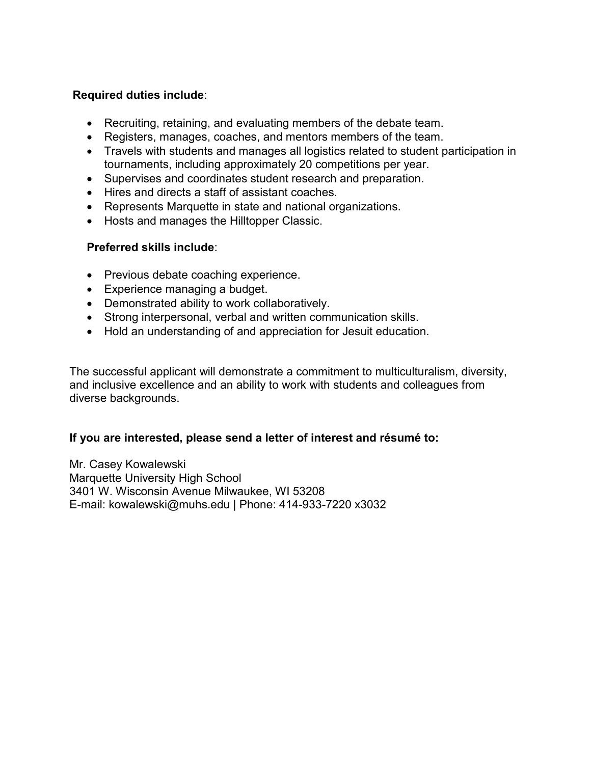**Required duties include**:

- Recruiting, retaining, and evaluating members of the debate team.
- Registers, manages, coaches, and mentors members of the team.
- Travels with students and manages all logistics related to student participation in tournaments, including approximately 20 competitions per year.
- Supervises and coordinates student research and preparation.
- Hires and directs a staff of assistant coaches.
- Represents Marquette in state and national organizations.
- Hosts and manages the Hilltopper Classic.

**Preferred skills include**:

- Previous debate coaching experience.
- Experience managing a budget.
- Demonstrated ability to work collaboratively.
- Strong interpersonal, verbal and written communication skills.
- Hold an understanding of and appreciation for Jesuit education.

The successful applicant will demonstrate a commitment to multiculturalism, diversity, and inclusive excellence and an ability to work with students and colleagues from diverse backgrounds.

**If you are interested, please send a letter of interest and résumé to:**

Mr. Casey Kowalewski
Marquette University High School
3401 W. Wisconsin Avenue Milwaukee, WI 53208
E-mail: kowalewski@muhs.edu | Phone: 414-933-7220 x3032